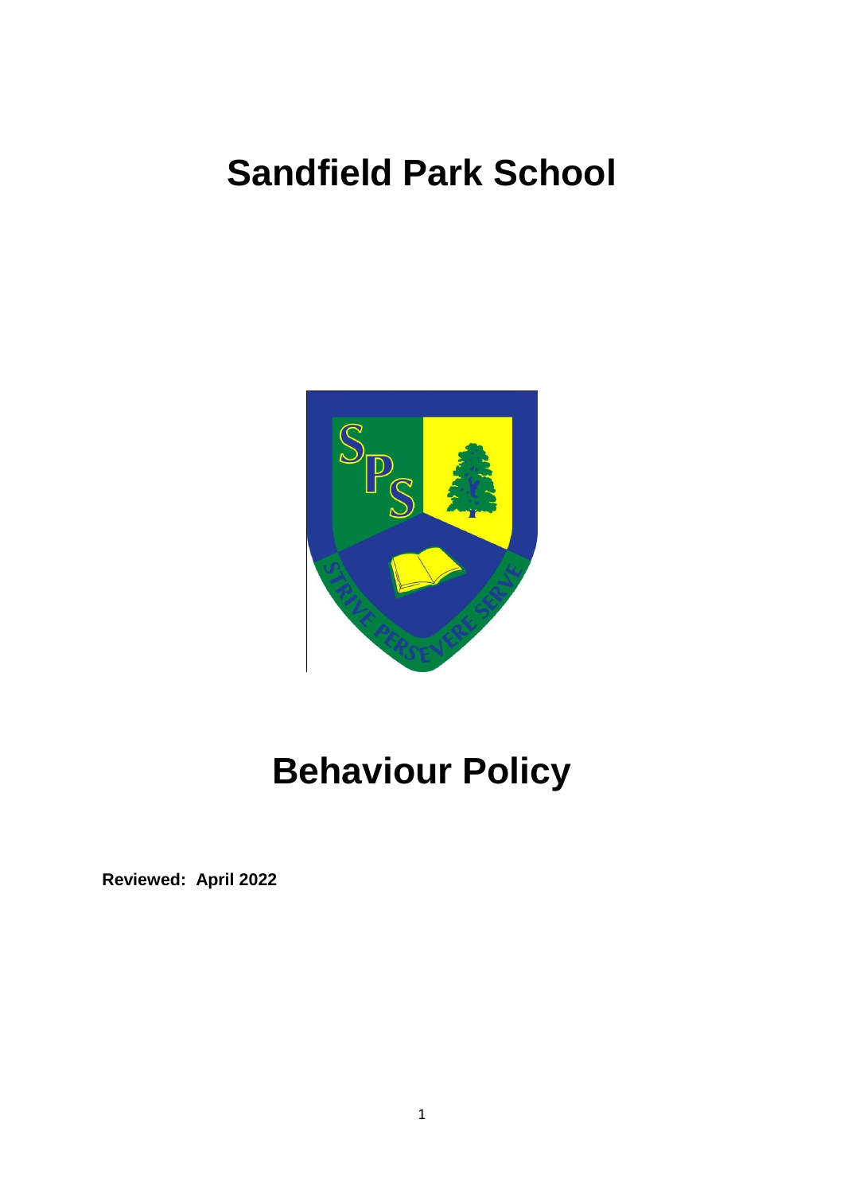# Sandfield Park School

# Behaviour Policy

**Reviewed: April 2022**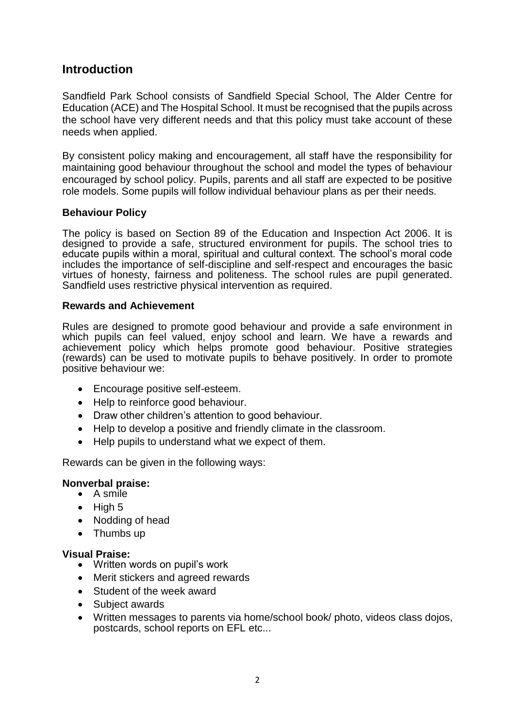## Introduction

Sandfield Park School consists of Sandfield Special School, The Alder Centre for Education (ACE) and The Hospital School. It must be recognised that the pupils across the school have very different needs and that this policy must take account of these needs when applied.

By consistent policy making and encouragement, all staff have the responsibility for maintaining good behaviour throughout the school and model the types of behaviour encouraged by school policy. Pupils, parents and all staff are expected to be positive role models. Some pupils will follow individual behaviour plans as per their needs.

### Behaviour Policy

The policy is based on Section 89 of the Education and Inspection Act 2006. It is designed to provide a safe, structured environment for pupils. The school tries to educate pupils within a moral, spiritual and cultural context. The school's moral code includes the importance of self-discipline and self-respect and encourages the basic virtues of honesty, fairness and politeness. The school rules are pupil generated. Sandfield uses restrictive physical intervention as required.

### Rewards and Achievement

Rules are designed to promote good behaviour and provide a safe environment in which pupils can feel valued, enjoy school and learn. We have a rewards and achievement policy which helps promote good behaviour. Positive strategies (rewards) can be used to motivate pupils to behave positively. In order to promote positive behaviour we:

- Encourage positive self-esteem.
- Help to reinforce good behaviour.
- Draw other children's attention to good behaviour.
- Help to develop a positive and friendly climate in the classroom.
- Help pupils to understand what we expect of them.

Rewards can be given in the following ways:

**Nonverbal praise:**

- A smile
- High 5
- Nodding of head
- Thumbs up

**Visual Praise:**

- Written words on pupil's work
- Merit stickers and agreed rewards
- Student of the week award
- Subject awards
- Written messages to parents via home/school book/ photo, videos class dojos, postcards, school reports on EFL etc...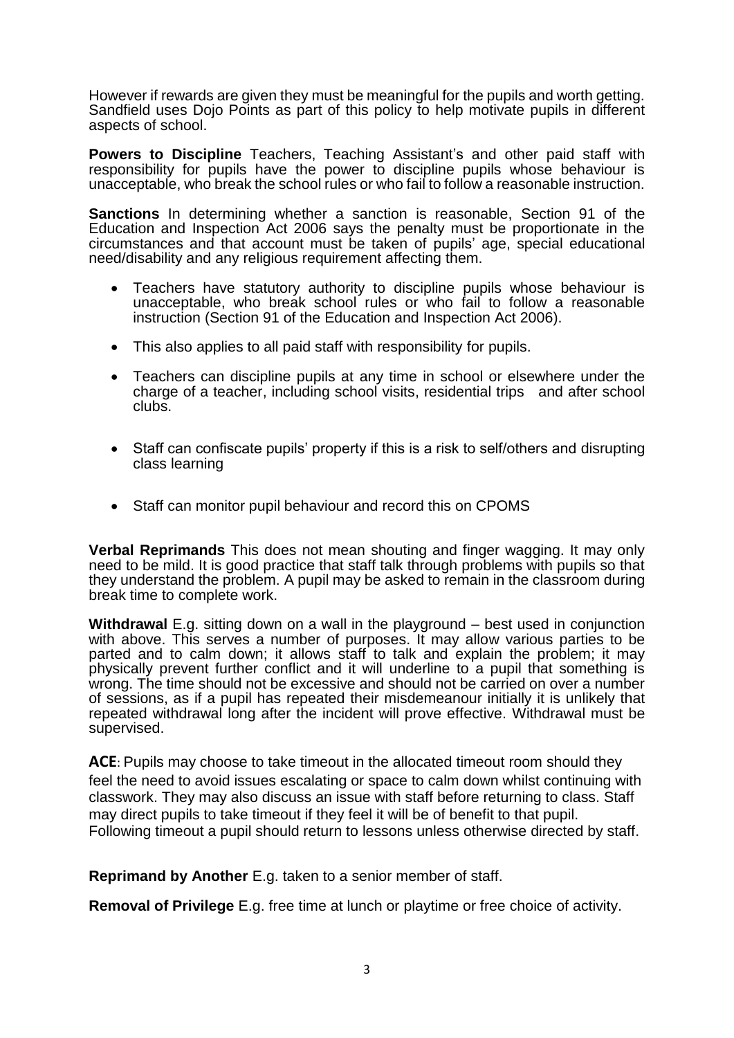However if rewards are given they must be meaningful for the pupils and worth getting. Sandfield uses Dojo Points as part of this policy to help motivate pupils in different aspects of school.

**Powers to Discipline** Teachers, Teaching Assistant's and other paid staff with responsibility for pupils have the power to discipline pupils whose behaviour is unacceptable, who break the school rules or who fail to follow a reasonable instruction.

**Sanctions** In determining whether a sanction is reasonable, Section 91 of the Education and Inspection Act 2006 says the penalty must be proportionate in the circumstances and that account must be taken of pupils' age, special educational need/disability and any religious requirement affecting them.

- Teachers have statutory authority to discipline pupils whose behaviour is unacceptable, who break school rules or who fail to follow a reasonable instruction (Section 91 of the Education and Inspection Act 2006).
- This also applies to all paid staff with responsibility for pupils.
- Teachers can discipline pupils at any time in school or elsewhere under the charge of a teacher, including school visits, residential trips and after school clubs.
- Staff can confiscate pupils' property if this is a risk to self/others and disrupting class learning
- Staff can monitor pupil behaviour and record this on CPOMS

**Verbal Reprimands** This does not mean shouting and finger wagging. It may only need to be mild. It is good practice that staff talk through problems with pupils so that they understand the problem. A pupil may be asked to remain in the classroom during break time to complete work.

**Withdrawal** E.g. sitting down on a wall in the playground – best used in conjunction with above. This serves a number of purposes. It may allow various parties to be parted and to calm down; it allows staff to talk and explain the problem; it may physically prevent further conflict and it will underline to a pupil that something is wrong. The time should not be excessive and should not be carried on over a number of sessions, as if a pupil has repeated their misdemeanour initially it is unlikely that repeated withdrawal long after the incident will prove effective. Withdrawal must be supervised.

**ACE**: Pupils may choose to take timeout in the allocated timeout room should they feel the need to avoid issues escalating or space to calm down whilst continuing with classwork. They may also discuss an issue with staff before returning to class. Staff may direct pupils to take timeout if they feel it will be of benefit to that pupil. Following timeout a pupil should return to lessons unless otherwise directed by staff.

**Reprimand by Another** E.g. taken to a senior member of staff.

**Removal of Privilege** E.g. free time at lunch or playtime or free choice of activity.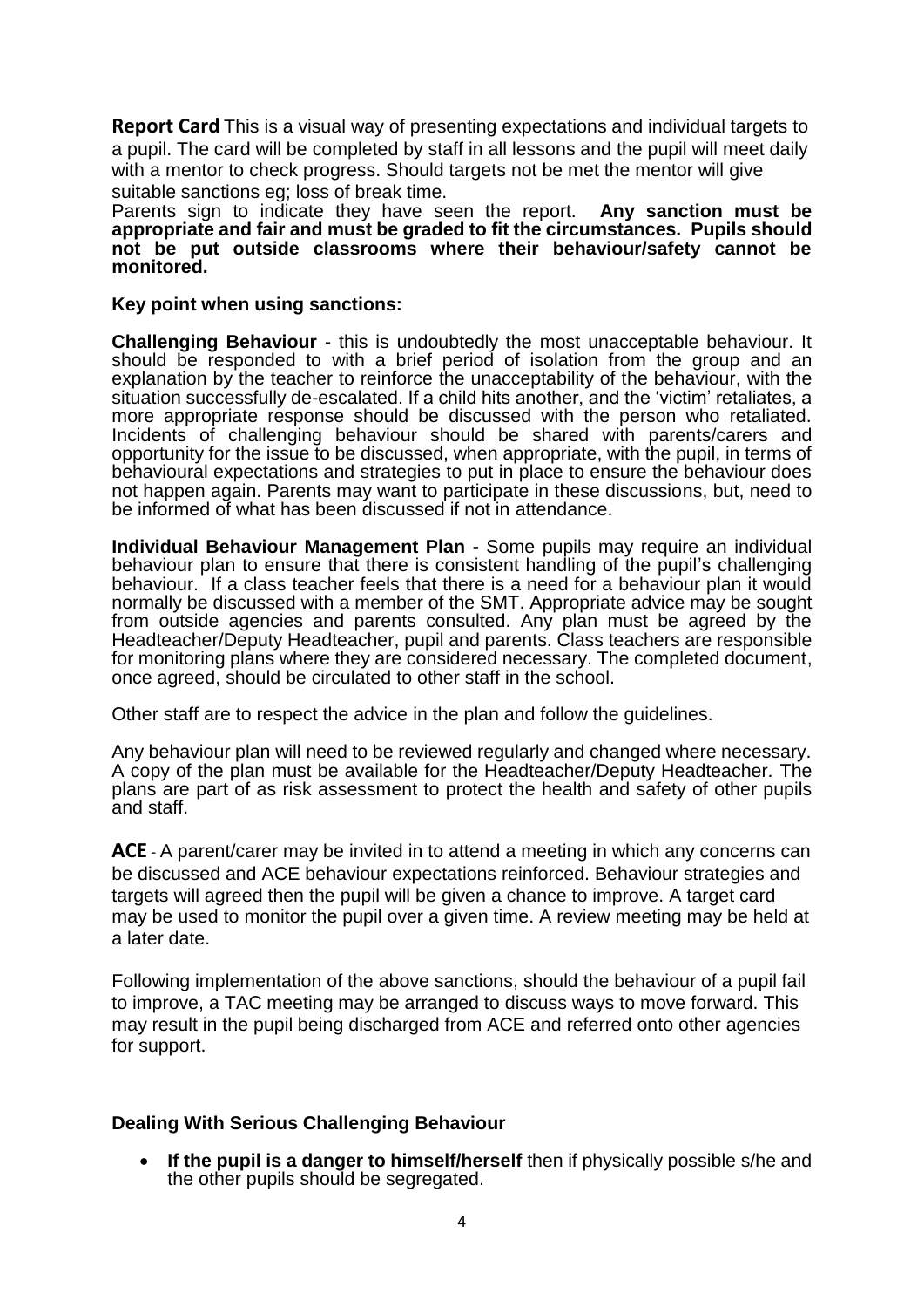**Report Card** This is a visual way of presenting expectations and individual targets to a pupil. The card will be completed by staff in all lessons and the pupil will meet daily with a mentor to check progress. Should targets not be met the mentor will give suitable sanctions eg; loss of break time.

Parents sign to indicate they have seen the report. **Any sanction must be appropriate and fair and must be graded to fit the circumstances. Pupils should not be put outside classrooms where their behaviour/safety cannot be monitored.**

**Key point when using sanctions:**

**Challenging Behaviour** - this is undoubtedly the most unacceptable behaviour. It should be responded to with a brief period of isolation from the group and an explanation by the teacher to reinforce the unacceptability of the behaviour, with the situation successfully de-escalated. If a child hits another, and the 'victim' retaliates, a more appropriate response should be discussed with the person who retaliated. Incidents of challenging behaviour should be shared with parents/carers and opportunity for the issue to be discussed, when appropriate, with the pupil, in terms of behavioural expectations and strategies to put in place to ensure the behaviour does not happen again. Parents may want to participate in these discussions, but, need to be informed of what has been discussed if not in attendance.

**Individual Behaviour Management Plan -** Some pupils may require an individual behaviour plan to ensure that there is consistent handling of the pupil's challenging behaviour. If a class teacher feels that there is a need for a behaviour plan it would normally be discussed with a member of the SMT. Appropriate advice may be sought from outside agencies and parents consulted. Any plan must be agreed by the Headteacher/Deputy Headteacher, pupil and parents. Class teachers are responsible for monitoring plans where they are considered necessary. The completed document, once agreed, should be circulated to other staff in the school.

Other staff are to respect the advice in the plan and follow the guidelines.

Any behaviour plan will need to be reviewed regularly and changed where necessary. A copy of the plan must be available for the Headteacher/Deputy Headteacher. The plans are part of as risk assessment to protect the health and safety of other pupils and staff.

**ACE** - A parent/carer may be invited in to attend a meeting in which any concerns can be discussed and ACE behaviour expectations reinforced. Behaviour strategies and targets will agreed then the pupil will be given a chance to improve. A target card may be used to monitor the pupil over a given time. A review meeting may be held at a later date.

Following implementation of the above sanctions, should the behaviour of a pupil fail to improve, a TAC meeting may be arranged to discuss ways to move forward. This may result in the pupil being discharged from ACE and referred onto other agencies for support.

**Dealing With Serious Challenging Behaviour**

- **If the pupil is a danger to himself/herself** then if physically possible s/he and the other pupils should be segregated.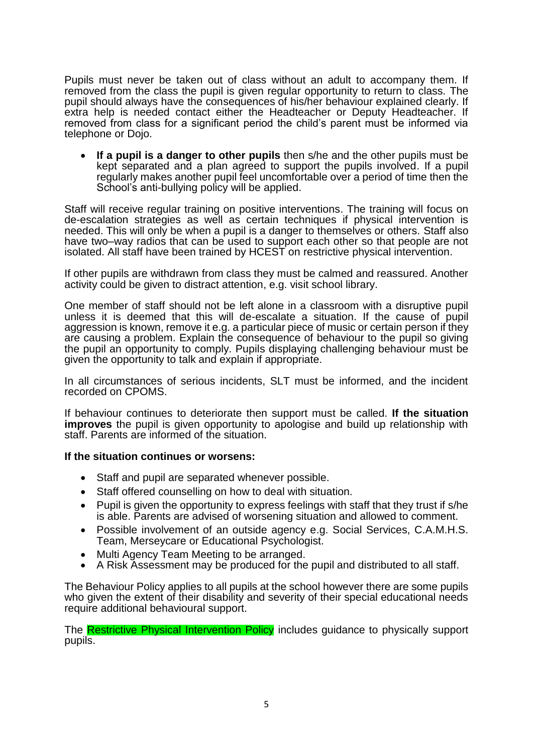Pupils must never be taken out of class without an adult to accompany them. If removed from the class the pupil is given regular opportunity to return to class. The pupil should always have the consequences of his/her behaviour explained clearly. If extra help is needed contact either the Headteacher or Deputy Headteacher. If removed from class for a significant period the child's parent must be informed via telephone or Dojo.

- **If a pupil is a danger to other pupils** then s/he and the other pupils must be kept separated and a plan agreed to support the pupils involved. If a pupil regularly makes another pupil feel uncomfortable over a period of time then the School's anti-bullying policy will be applied.

Staff will receive regular training on positive interventions. The training will focus on de-escalation strategies as well as certain techniques if physical intervention is needed. This will only be when a pupil is a danger to themselves or others. Staff also have two–way radios that can be used to support each other so that people are not isolated. All staff have been trained by HCEST on restrictive physical intervention.

If other pupils are withdrawn from class they must be calmed and reassured. Another activity could be given to distract attention, e.g. visit school library.

One member of staff should not be left alone in a classroom with a disruptive pupil unless it is deemed that this will de-escalate a situation. If the cause of pupil aggression is known, remove it e.g. a particular piece of music or certain person if they are causing a problem. Explain the consequence of behaviour to the pupil so giving the pupil an opportunity to comply. Pupils displaying challenging behaviour must be given the opportunity to talk and explain if appropriate.

In all circumstances of serious incidents, SLT must be informed, and the incident recorded on CPOMS.

If behaviour continues to deteriorate then support must be called. **If the situation improves** the pupil is given opportunity to apologise and build up relationship with staff. Parents are informed of the situation.

**If the situation continues or worsens:**

- Staff and pupil are separated whenever possible.
- Staff offered counselling on how to deal with situation.
- Pupil is given the opportunity to express feelings with staff that they trust if s/he is able. Parents are advised of worsening situation and allowed to comment.
- Possible involvement of an outside agency e.g. Social Services, C.A.M.H.S. Team, Merseycare or Educational Psychologist.
- Multi Agency Team Meeting to be arranged.
- A Risk Assessment may be produced for the pupil and distributed to all staff.

The Behaviour Policy applies to all pupils at the school however there are some pupils who given the extent of their disability and severity of their special educational needs require additional behavioural support.

The Restrictive Physical Intervention Policy includes guidance to physically support pupils.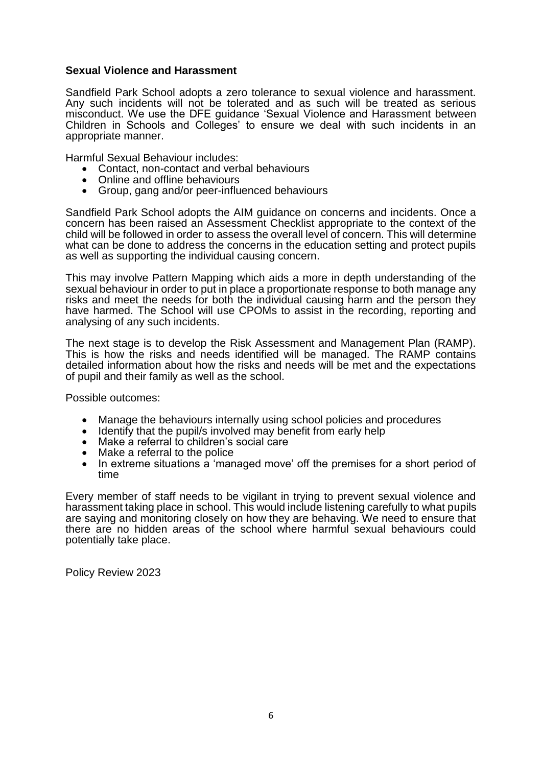**Sexual Violence and Harassment**

Sandfield Park School adopts a zero tolerance to sexual violence and harassment. Any such incidents will not be tolerated and as such will be treated as serious misconduct. We use the DFE guidance 'Sexual Violence and Harassment between Children in Schools and Colleges' to ensure we deal with such incidents in an appropriate manner.

Harmful Sexual Behaviour includes:

- Contact, non-contact and verbal behaviours
- Online and offline behaviours
- Group, gang and/or peer-influenced behaviours

Sandfield Park School adopts the AIM guidance on concerns and incidents. Once a concern has been raised an Assessment Checklist appropriate to the context of the child will be followed in order to assess the overall level of concern. This will determine what can be done to address the concerns in the education setting and protect pupils as well as supporting the individual causing concern.

This may involve Pattern Mapping which aids a more in depth understanding of the sexual behaviour in order to put in place a proportionate response to both manage any risks and meet the needs for both the individual causing harm and the person they have harmed. The School will use CPOMs to assist in the recording, reporting and analysing of any such incidents.

The next stage is to develop the Risk Assessment and Management Plan (RAMP). This is how the risks and needs identified will be managed. The RAMP contains detailed information about how the risks and needs will be met and the expectations of pupil and their family as well as the school.

Possible outcomes:

- Manage the behaviours internally using school policies and procedures
- Identify that the pupil/s involved may benefit from early help
- Make a referral to children's social care
- Make a referral to the police
- In extreme situations a 'managed move' off the premises for a short period of time

Every member of staff needs to be vigilant in trying to prevent sexual violence and harassment taking place in school. This would include listening carefully to what pupils are saying and monitoring closely on how they are behaving. We need to ensure that there are no hidden areas of the school where harmful sexual behaviours could potentially take place.

Policy Review 2023